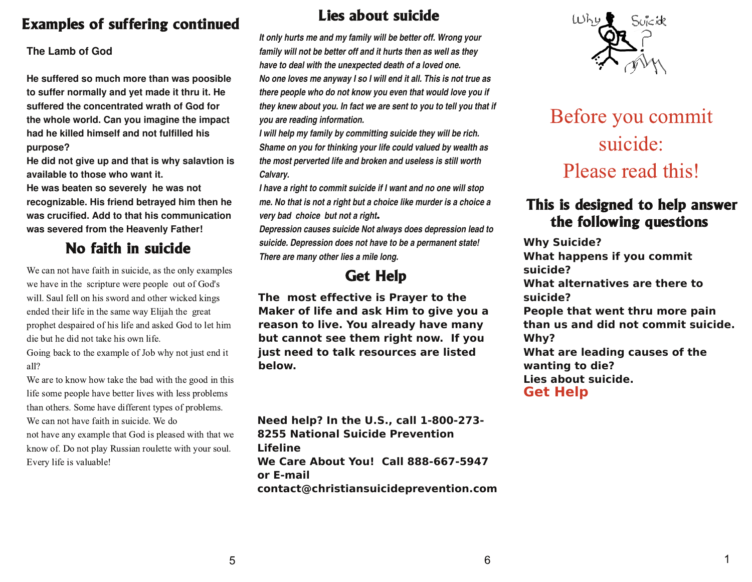# Examples of suffering continued

**The Lamb of God**

**He suffered so much more than was poosible to suffer normally and yet made it thru it. He suffered the concentrated wrath of God for the whole world. Can you imagine the impact had he killed himself and not fulfilled his purpose?**
**He did not give up and that is why salavtion is available to those who want it.**
**He was beaten so severely he was not recognizable. His friend betrayed him then he was crucified. Add to that his communication was severed from the Heavenly Father!**

# No faith in suicide

We can not have faith in suicide, as the only examples we have in the scripture were people out of God's will. Saul fell on his sword and other wicked kings ended their life in the same way Elijah the great prophet despaired of his life and asked God to let him die but he did not take his own life.
Going back to the example of Job why not just end it all?
We are to know how take the bad with the good in this life some people have better lives with less problems than others. Some have different types of problems. We can not have faith in suicide. We do not have any example that God is pleased with that we know of. Do not play Russian roulette with your soul. Every life is valuable!

# Lies about suicide

*It only hurts me and my family will be better off. Wrong your family will not be better off and it hurts then as well as they have to deal with the unexpected death of a loved one.*
*No one loves me anyway I so I will end it all. This is not true as there people who do not know you even that would love you if they knew about you. In fact we are sent to you to tell you that if you are reading information.*
*I will help my family by committing suicide they will be rich. Shame on you for thinking your life could valued by wealth as the most perverted life and broken and useless is still worth Calvary.*
*I have a right to commit suicide if I want and no one will stop me. No that is not a right but a choice like murder is a choice a very bad choice but not a right.*
*Depression causes suicide Not always does depression lead to suicide. Depression does not have to be a permanent state!*
*There are many other lies a mile long.*

# Get Help

**The most effective is Prayer to the Maker of life and ask Him to give you a reason to live. You already have many but cannot see them right now. If you just need to talk resources are listed below.**

**Need help? In the U.S., call 1-800-273-8255 National Suicide Prevention Lifeline**
**We Care About You! Call 888-667-5947 or E-mail contact@christiansuicideprevention.com**

Why Suicide?

# Before you commit suicide: Please read this!

## This is designed to help answer the following questions

**Why Suicide?**
**What happens if you commit suicide?**
**What alternatives are there to suicide?**
**People that went thru more pain than us and did not commit suicide. Why?**
**What are leading causes of the wanting to die?**
**Lies about suicide.**
**Get Help**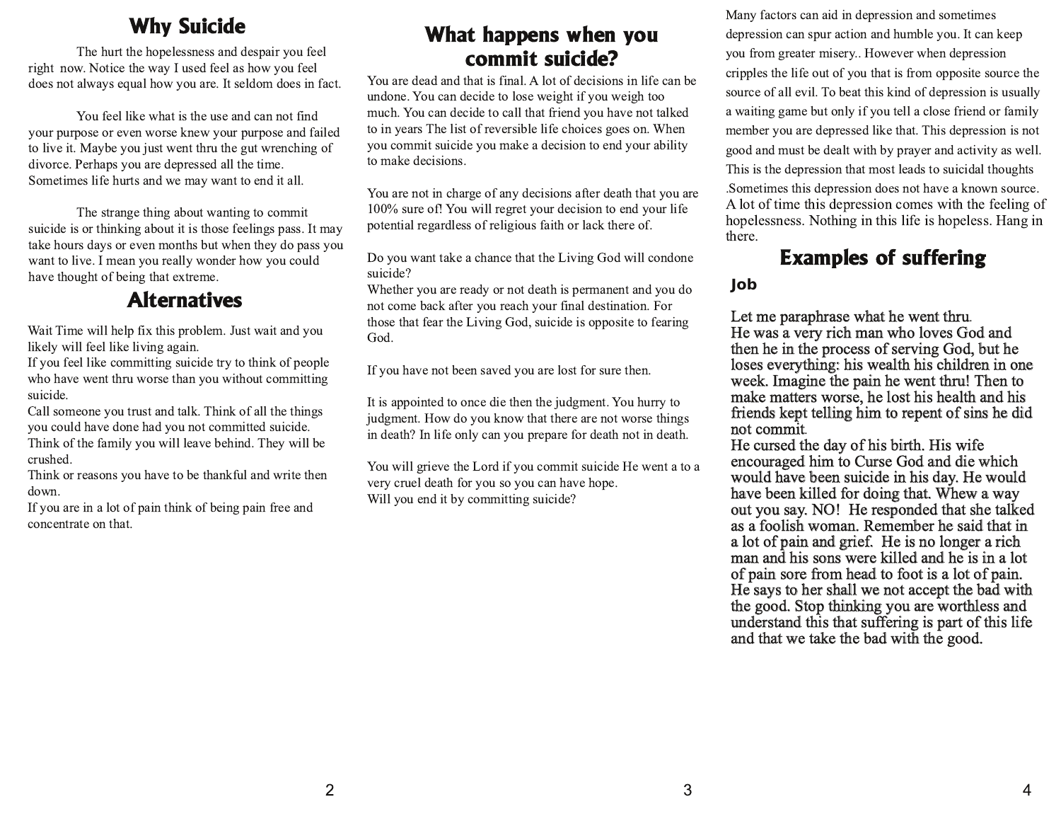# Why Suicide

The hurt the hopelessness and despair you feel right now. Notice the way I used feel as how you feel does not always equal how you are. It seldom does in fact.

You feel like what is the use and can not find your purpose or even worse knew your purpose and failed to live it. Maybe you just went thru the gut wrenching of divorce. Perhaps you are depressed all the time. Sometimes life hurts and we may want to end it all.

The strange thing about wanting to commit suicide is or thinking about it is those feelings pass. It may take hours days or even months but when they do pass you want to live. I mean you really wonder how you could have thought of being that extreme.

# Alternatives

Wait Time will help fix this problem. Just wait and you likely will feel like living again.
If you feel like committing suicide try to think of people who have went thru worse than you without committing suicide.
Call someone you trust and talk. Think of all the things you could have done had you not committed suicide.
Think of the family you will leave behind. They will be crushed.
Think or reasons you have to be thankful and write then down.
If you are in a lot of pain think of being pain free and concentrate on that.

# What happens when you commit suicide?

You are dead and that is final. A lot of decisions in life can be undone. You can decide to lose weight if you weigh too much. You can decide to call that friend you have not talked to in years The list of reversible life choices goes on. When you commit suicide you make a decision to end your ability to make decisions.

You are not in charge of any decisions after death that you are 100% sure of! You will regret your decision to end your life potential regardless of religious faith or lack there of.

Do you want take a chance that the Living God will condone suicide?
Whether you are ready or not death is permanent and you do not come back after you reach your final destination. For those that fear the Living God, suicide is opposite to fearing God.

If you have not been saved you are lost for sure then.

It is appointed to once die then the judgment. You hurry to judgment. How do you know that there are not worse things in death? In life only can you prepare for death not in death.

You will grieve the Lord if you commit suicide He went a to a very cruel death for you so you can have hope.
Will you end it by committing suicide?

Many factors can aid in depression and sometimes depression can spur action and humble you. It can keep you from greater misery.. However when depression cripples the life out of you that is from opposite source the source of all evil. To beat this kind of depression is usually a waiting game but only if you tell a close friend or family member you are depressed like that. This depression is not good and must be dealt with by prayer and activity as well. This is the depression that most leads to suicidal thoughts .Sometimes this depression does not have a known source. A lot of time this depression comes with the feeling of hopelessness. Nothing in this life is hopeless. Hang in there.

# Examples of suffering

## Job

Let me paraphrase what he went thru.
He was a very rich man who loves God and then he in the process of serving God, but he loses everything: his wealth his children in one week. Imagine the pain he went thru! Then to make matters worse, he lost his health and his friends kept telling him to repent of sins he did not commit.
He cursed the day of his birth. His wife encouraged him to Curse God and die which would have been suicide in his day. He would have been killed for doing that. Whew a way out you say. NO! He responded that she talked as a foolish woman. Remember he said that in a lot of pain and grief. He is no longer a rich man and his sons were killed and he is in a lot of pain sore from head to foot is a lot of pain. He says to her shall we not accept the bad with the good. Stop thinking you are worthless and understand this that suffering is part of this life and that we take the bad with the good.